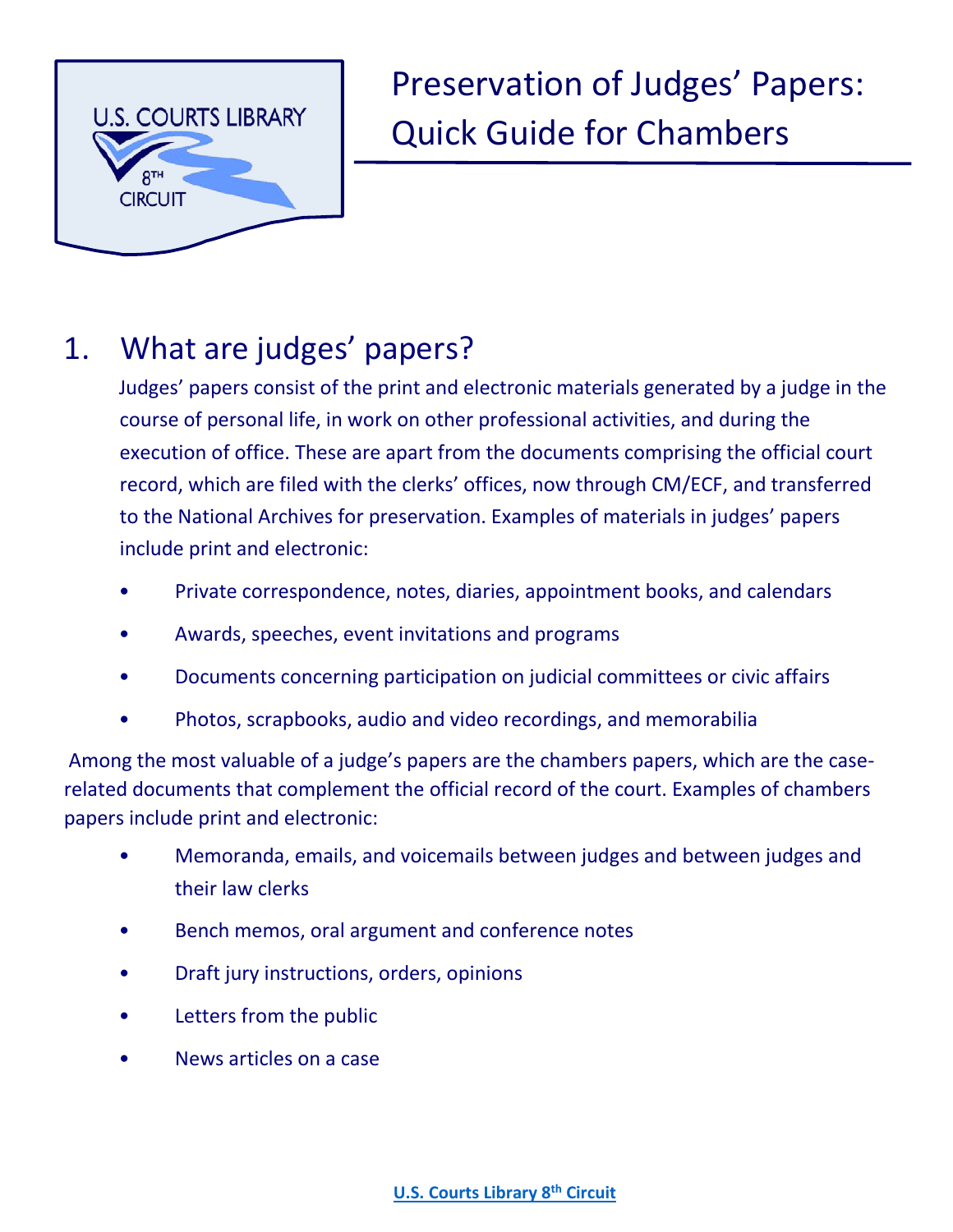U.S. COURTS LIBRARY 8TH CIRCUIT

# Preservation of Judges' Papers: Quick Guide for Chambers

## 1. What are judges' papers?

Judges' papers consist of the print and electronic materials generated by a judge in the course of personal life, in work on other professional activities, and during the execution of office. These are apart from the documents comprising the official court record, which are filed with the clerks' offices, now through CM/ECF, and transferred to the National Archives for preservation. Examples of materials in judges' papers include print and electronic:

- Private correspondence, notes, diaries, appointment books, and calendars
- Awards, speeches, event invitations and programs
- Documents concerning participation on judicial committees or civic affairs
- Photos, scrapbooks, audio and video recordings, and memorabilia

Among the most valuable of a judge's papers are the chambers papers, which are the case-related documents that complement the official record of the court. Examples of chambers papers include print and electronic:

- Memoranda, emails, and voicemails between judges and between judges and their law clerks
- Bench memos, oral argument and conference notes
- Draft jury instructions, orders, opinions
- Letters from the public
- News articles on a case

U.S. Courts Library 8th Circuit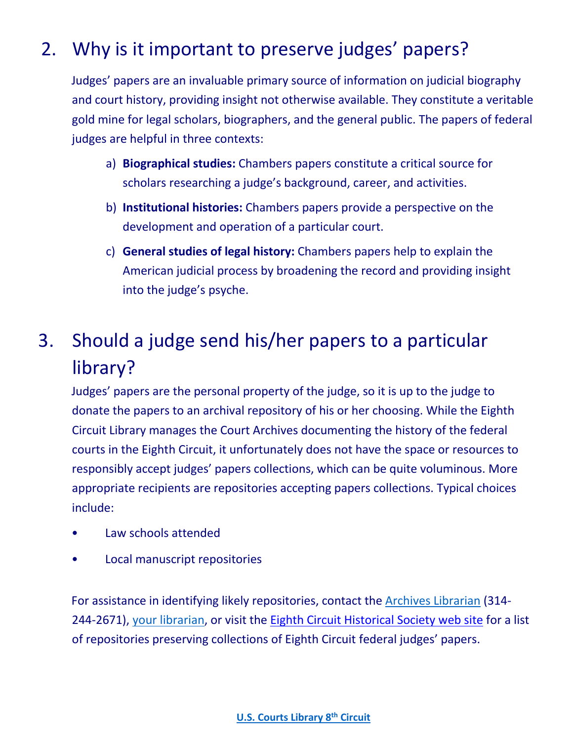## 2. Why is it important to preserve judges' papers?

Judges' papers are an invaluable primary source of information on judicial biography and court history, providing insight not otherwise available. They constitute a veritable gold mine for legal scholars, biographers, and the general public. The papers of federal judges are helpful in three contexts:

a) **Biographical studies:** Chambers papers constitute a critical source for scholars researching a judge's background, career, and activities.

b) **Institutional histories:** Chambers papers provide a perspective on the development and operation of a particular court.

c) **General studies of legal history:** Chambers papers help to explain the American judicial process by broadening the record and providing insight into the judge's psyche.

## 3. Should a judge send his/her papers to a particular library?

Judges' papers are the personal property of the judge, so it is up to the judge to donate the papers to an archival repository of his or her choosing. While the Eighth Circuit Library manages the Court Archives documenting the history of the federal courts in the Eighth Circuit, it unfortunately does not have the space or resources to responsibly accept judges' papers collections, which can be quite voluminous. More appropriate recipients are repositories accepting papers collections. Typical choices include:

- Law schools attended
- Local manuscript repositories

For assistance in identifying likely repositories, contact the Archives Librarian (314-244-2671), your librarian, or visit the Eighth Circuit Historical Society web site for a list of repositories preserving collections of Eighth Circuit federal judges' papers.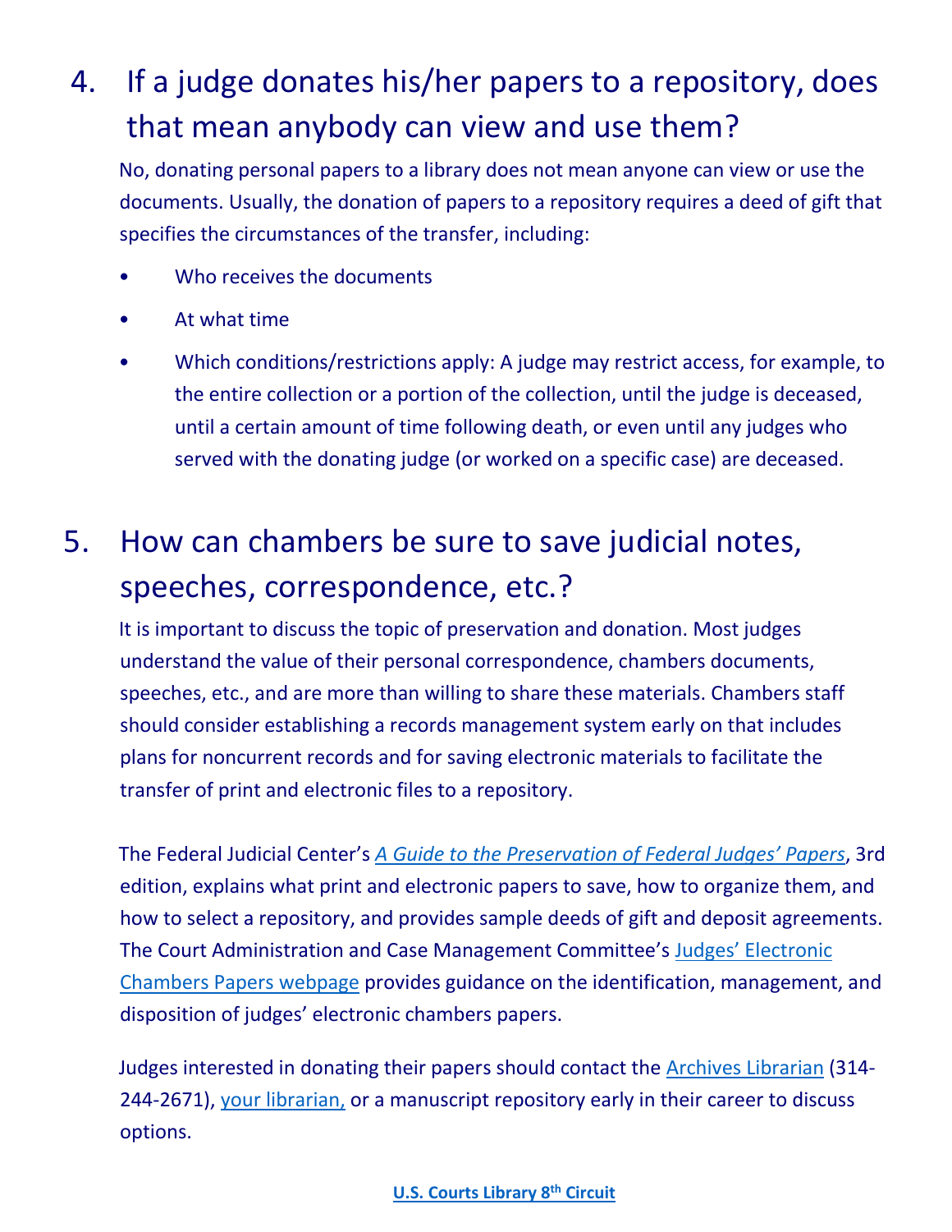## 4. If a judge donates his/her papers to a repository, does that mean anybody can view and use them?

No, donating personal papers to a library does not mean anyone can view or use the documents. Usually, the donation of papers to a repository requires a deed of gift that specifies the circumstances of the transfer, including:

- Who receives the documents
- At what time
- Which conditions/restrictions apply: A judge may restrict access, for example, to the entire collection or a portion of the collection, until the judge is deceased, until a certain amount of time following death, or even until any judges who served with the donating judge (or worked on a specific case) are deceased.

## 5. How can chambers be sure to save judicial notes, speeches, correspondence, etc.?

It is important to discuss the topic of preservation and donation. Most judges understand the value of their personal correspondence, chambers documents, speeches, etc., and are more than willing to share these materials. Chambers staff should consider establishing a records management system early on that includes plans for noncurrent records and for saving electronic materials to facilitate the transfer of print and electronic files to a repository.

The Federal Judicial Center's *A Guide to the Preservation of Federal Judges' Papers*, 3rd edition, explains what print and electronic papers to save, how to organize them, and how to select a repository, and provides sample deeds of gift and deposit agreements. The Court Administration and Case Management Committee's Judges' Electronic Chambers Papers webpage provides guidance on the identification, management, and disposition of judges' electronic chambers papers.

Judges interested in donating their papers should contact the Archives Librarian (314-244-2671), your librarian, or a manuscript repository early in their career to discuss options.

**U.S. Courts Library 8th Circuit**